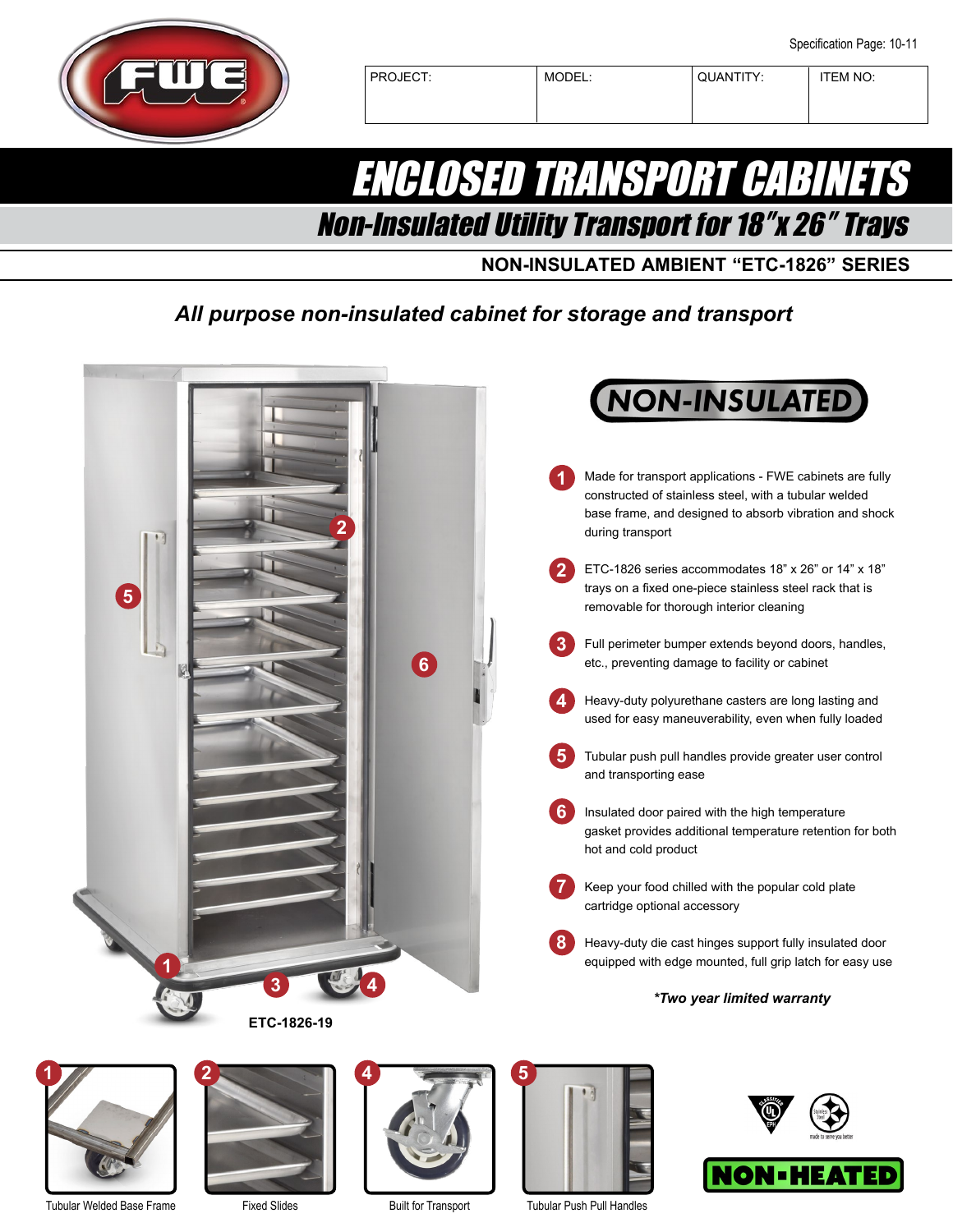Specification Page: 10-11

| PROJECT: | MODEL: | QUANTITY: | ITEM NO: |
| --- | --- | --- | --- |
| | | | |

# ENCLOSED TRANSPORT CABINETS

## Non-Insulated Utility Transport for 18"x 26" Trays

### NON-INSULATED AMBIENT "ETC-1826" SERIES

*All purpose non-insulated cabinet for storage and transport*

NON-INSULATED

1. Made for transport applications - FWE cabinets are fully constructed of stainless steel, with a tubular welded base frame, and designed to absorb vibration and shock during transport
2. ETC-1826 series accommodates 18" x 26" or 14" x 18" trays on a fixed one-piece stainless steel rack that is removable for thorough interior cleaning
3. Full perimeter bumper extends beyond doors, handles, etc., preventing damage to facility or cabinet
4. Heavy-duty polyurethane casters are long lasting and used for easy maneuverability, even when fully loaded
5. Tubular push pull handles provide greater user control and transporting ease
6. Insulated door paired with the high temperature gasket provides additional temperature retention for both hot and cold product
7. Keep your food chilled with the popular cold plate cartridge optional accessory
8. Heavy-duty die cast hinges support fully insulated door equipped with edge mounted, full grip latch for easy use

***Two year limited warranty***

ETC-1826-19

1 Tubular Welded Base Frame

2 Fixed Slides

4 Built for Transport

5 Tubular Push Pull Handles

NON-HEATED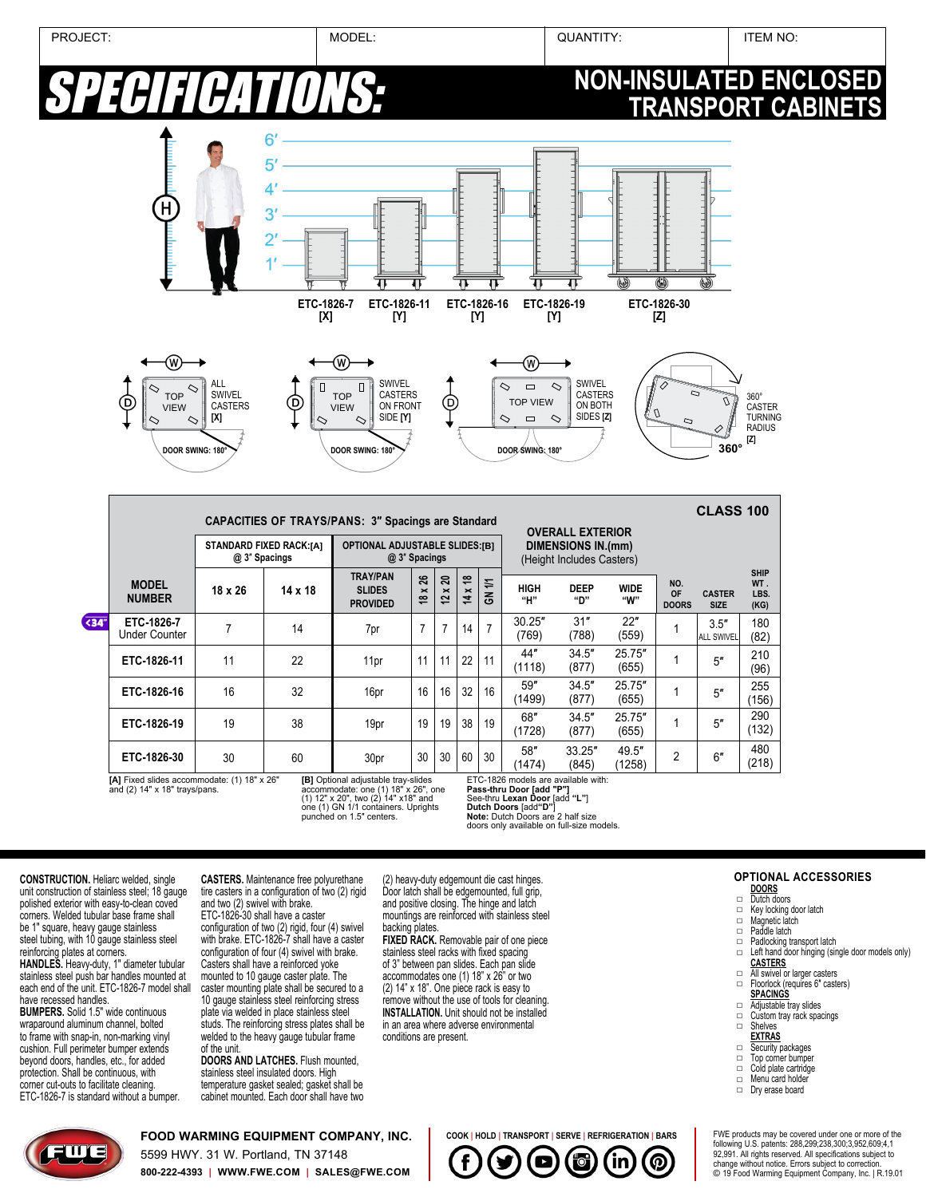| PROJECT: | MODEL: | QUANTITY: | ITEM NO: |
|---|---|---|---|

# SPECIFICATIONS:

## NON-INSULATED ENCLOSED TRANSPORT CABINETS

6′
5′
4′
3′
2′
1′
H

ETC-1826-7 [X]
ETC-1826-11 [Y]
ETC-1826-16 [Y]
ETC-1826-19 [Y]
ETC-1826-30 [Z]

W
D
TOP VIEW
ALL SWIVEL CASTERS [X]
DOOR SWING: 180°

W
D
TOP VIEW
SWIVEL CASTERS ON FRONT SIDE [Y]
DOOR SWING: 180°

W
D
TOP VIEW
SWIVEL CASTERS ON BOTH SIDES [Z]
DOOR SWING: 180°

360° CASTER TURNING RADIUS [Z]
360°

**CLASS 100**

| MODEL NUMBER | CAPACITIES OF TRAYS/PANS: 3″ Spacings are Standard | | | | | | | OVERALL EXTERIOR DIMENSIONS IN.(mm) (Height Includes Casters) | | | NO. OF DOORS | CASTER SIZE | SHIP WT. LBS. (KG) |
|---|---|---|---|---|---|---|---|---|---|---|---|---|---|
| | STANDARD FIXED RACK:[A] @ 3″ Spacings | | OPTIONAL ADJUSTABLE SLIDES:[B] @ 3″ Spacings | | | | | | | | | | |
| | 18 x 26 | 14 x 18 | TRAY/PAN SLIDES PROVIDED | 18 x 26 | 12 x 20 | 14 x 18 | GN 1/1 | HIGH "H" | DEEP "D" | WIDE "W" | | | |
| ETC-1826-7 Under Counter (<34″) | 7 | 14 | 7pr | 7 | 7 | 14 | 7 | 30.25″ (769) | 31″ (788) | 22″ (559) | 1 | 3.5″ ALL SWIVEL | 180 (82) |
| ETC-1826-11 | 11 | 22 | 11pr | 11 | 11 | 22 | 11 | 44″ (1118) | 34.5″ (877) | 25.75″ (655) | 1 | 5″ | 210 (96) |
| ETC-1826-16 | 16 | 32 | 16pr | 16 | 16 | 32 | 16 | 59″ (1499) | 34.5″ (877) | 25.75″ (655) | 1 | 5″ | 255 (156) |
| ETC-1826-19 | 19 | 38 | 19pr | 19 | 19 | 38 | 19 | 68″ (1728) | 34.5″ (877) | 25.75″ (655) | 1 | 5″ | 290 (132) |
| ETC-1826-30 | 30 | 60 | 30pr | 30 | 30 | 60 | 30 | 58″ (1474) | 33.25″ (845) | 49.5″ (1258) | 2 | 6″ | 480 (218) |

**[A]** Fixed slides accommodate: (1) 18" x 26" and (2) 14" x 18" trays/pans.

**[B]** Optional adjustable tray-slides accommodate: one (1) 18" x 26", one (1) 12" x 20", two (2) 14" x18" and one (1) GN 1/1 containers. Uprights punched on 1.5" centers.

ETC-1826 models are available with:
**Pass-thru Door [add "P"]**
See-thru **Lexan Door** [add **"L"**]
**Dutch Doors** [add **"D"**]
**Note:** Dutch Doors are 2 half size doors only available on full-size models.

**CONSTRUCTION.** Heliarc welded, single unit construction of stainless steel; 18 gauge polished exterior with easy-to-clean coved corners. Welded tubular base frame shall be 1" square, heavy gauge stainless steel tubing, with 10 gauge stainless steel reinforcing plates at corners.
**HANDLES.** Heavy-duty, 1" diameter tubular stainless steel push bar handles mounted at each end of the unit. ETC-1826-7 model shall have recessed handles.
**BUMPERS.** Solid 1.5" wide continuous wraparound aluminum channel, bolted to frame with snap-in, non-marking vinyl cushion. Full perimeter bumper extends beyond doors, handles, etc., for added protection. Shall be continuous, with corner cut-outs to facilitate cleaning. ETC-1826-7 is standard without a bumper.

**CASTERS.** Maintenance free polyurethane tire casters in a configuration of two (2) rigid and two (2) swivel with brake. ETC-1826-30 shall have a caster configuration of two (2) rigid, four (4) swivel with brake. ETC-1826-7 shall have a caster configuration of four (4) swivel with brake. Casters shall have a reinforced yoke mounted to 10 gauge caster plate. The caster mounting plate shall be secured to a 10 gauge stainless steel reinforcing stress plate via welded in place stainless steel studs. The reinforcing stress plates shall be welded to the heavy gauge tubular frame of the unit.
**DOORS AND LATCHES.** Flush mounted, stainless steel insulated doors. High temperature gasket sealed; gasket shall be cabinet mounted. Each door shall have two (2) heavy-duty edgemount die cast hinges. Door latch shall be edgemounted, full grip, and positive closing. The hinge and latch mountings are reinforced with stainless steel backing plates.
**FIXED RACK.** Removable pair of one piece stainless steel racks with fixed spacing of 3" between pan slides. Each pan slide accommodates one (1) 18" x 26" or two (2) 14" x 18". One piece rack is easy to remove without the use of tools for cleaning.
**INSTALLATION.** Unit should not be installed in an area where adverse environmental conditions are present.

### OPTIONAL ACCESSORIES

**DOORS**
- ☐ Dutch doors
- ☐ Key locking door latch
- ☐ Magnetic latch
- ☐ Paddle latch
- ☐ Padlocking transport latch
- ☐ Left hand door hinging (single door models only)

**CASTERS**
- ☐ All swivel or larger casters
- ☐ Floorlock (requires 6" casters)

**SPACINGS**
- ☐ Adjustable tray slides
- ☐ Custom tray rack spacings
- ☐ Shelves

**EXTRAS**
- ☐ Security packages
- ☐ Top corner bumper
- ☐ Cold plate cartridge
- ☐ Menu card holder
- ☐ Dry erase board

**FOOD WARMING EQUIPMENT COMPANY, INC.**
5599 HWY. 31 W. Portland, TN 37148
**800-222-4393 | WWW.FWE.COM | SALES@FWE.COM**

**COOK | HOLD | TRANSPORT | SERVE | REFRIGERATION | BARS**

FWE products may be covered under one or more of the following U.S. patents: 288,299;238,300;3,952,609;4,192,991. All rights reserved. All specifications subject to change without notice. Errors subject to correction. © 19 Food Warming Equipment Company, Inc. | R.19.01